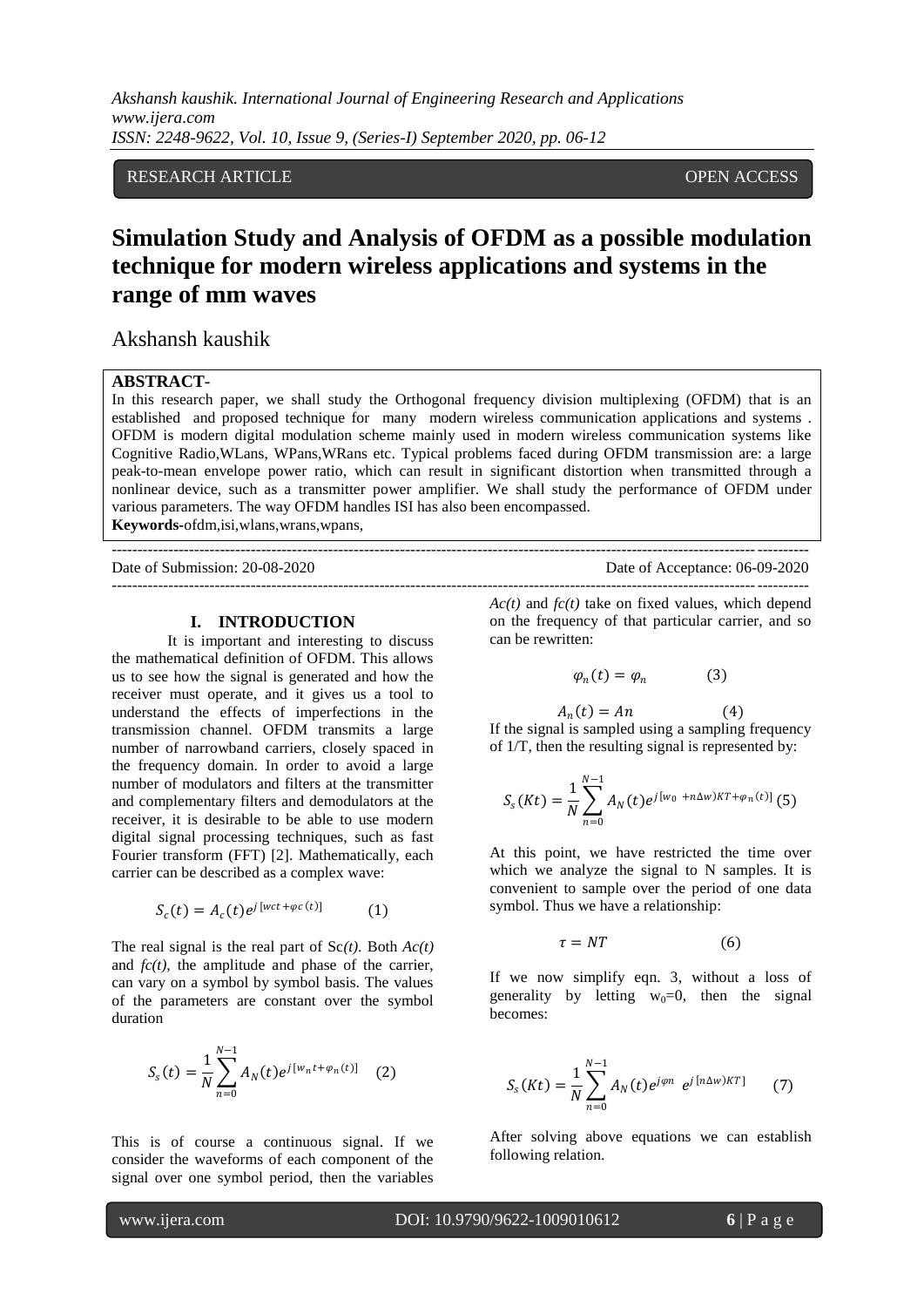RESEARCH ARTICLE OPEN ACCESS

# Simulation Study and Analysis of OFDM as a possible modulation technique for modern wireless applications and systems in the range of mm waves

Akshansh kaushik

**ABSTRACT-**

In this research paper, we shall study the Orthogonal frequency division multiplexing (OFDM) that is an established and proposed technique for many modern wireless communication applications and systems . OFDM is modern digital modulation scheme mainly used in modern wireless communication systems like Cognitive Radio,WLans, WPans,WRans etc. Typical problems faced during OFDM transmission are: a large peak-to-mean envelope power ratio, which can result in significant distortion when transmitted through a nonlinear device, such as a transmitter power amplifier. We shall study the performance of OFDM under various parameters. The way OFDM handles ISI has also been encompassed.

**Keywords-**ofdm,isi,wlans,wrans,wpans,

---

Date of Submission: 20-08-2020 Date of Acceptance: 06-09-2020

---

## I. INTRODUCTION

It is important and interesting to discuss the mathematical definition of OFDM. This allows us to see how the signal is generated and how the receiver must operate, and it gives us a tool to understand the effects of imperfections in the transmission channel. OFDM transmits a large number of narrowband carriers, closely spaced in the frequency domain. In order to avoid a large number of modulators and filters at the transmitter and complementary filters and demodulators at the receiver, it is desirable to be able to use modern digital signal processing techniques, such as fast Fourier transform (FFT) [2]. Mathematically, each carrier can be described as a complex wave:

$$S_c(t) = A_c(t)e^{j[wct+\varphi c(t)]} \qquad (1)$$

The real signal is the real part of $Sc(t)$. Both $Ac(t)$ and $fc(t)$, the amplitude and phase of the carrier, can vary on a symbol by symbol basis. The values of the parameters are constant over the symbol duration

$$S_s(t) = \frac{1}{N}\sum_{n=0}^{N-1} A_N(t)e^{j[w_n t+\varphi_n(t)]} \qquad (2)$$

This is of course a continuous signal. If we consider the waveforms of each component of the signal over one symbol period, then the variables $Ac(t)$ and $fc(t)$ take on fixed values, which depend on the frequency of that particular carrier, and so can be rewritten:

$$\varphi_n(t) = \varphi_n \qquad (3)$$

$$A_n(t) = An \qquad (4)$$

If the signal is sampled using a sampling frequency of 1/T, then the resulting signal is represented by:

$$S_s(Kt) = \frac{1}{N}\sum_{n=0}^{N-1} A_N(t)e^{j[w_0 \; +n\Delta w)KT+\varphi_n(t)]} \quad (5)$$

At this point, we have restricted the time over which we analyze the signal to N samples. It is convenient to sample over the period of one data symbol. Thus we have a relationship:

$$\tau = NT \qquad (6)$$

If we now simplify eqn. 3, without a loss of generality by letting $w_0$=0, then the signal becomes:

$$S_s(Kt) = \frac{1}{N}\sum_{n=0}^{N-1} A_N(t)e^{j\varphi n} \; e^{j[n\Delta w)KT]} \qquad (7)$$

After solving above equations we can establish following relation.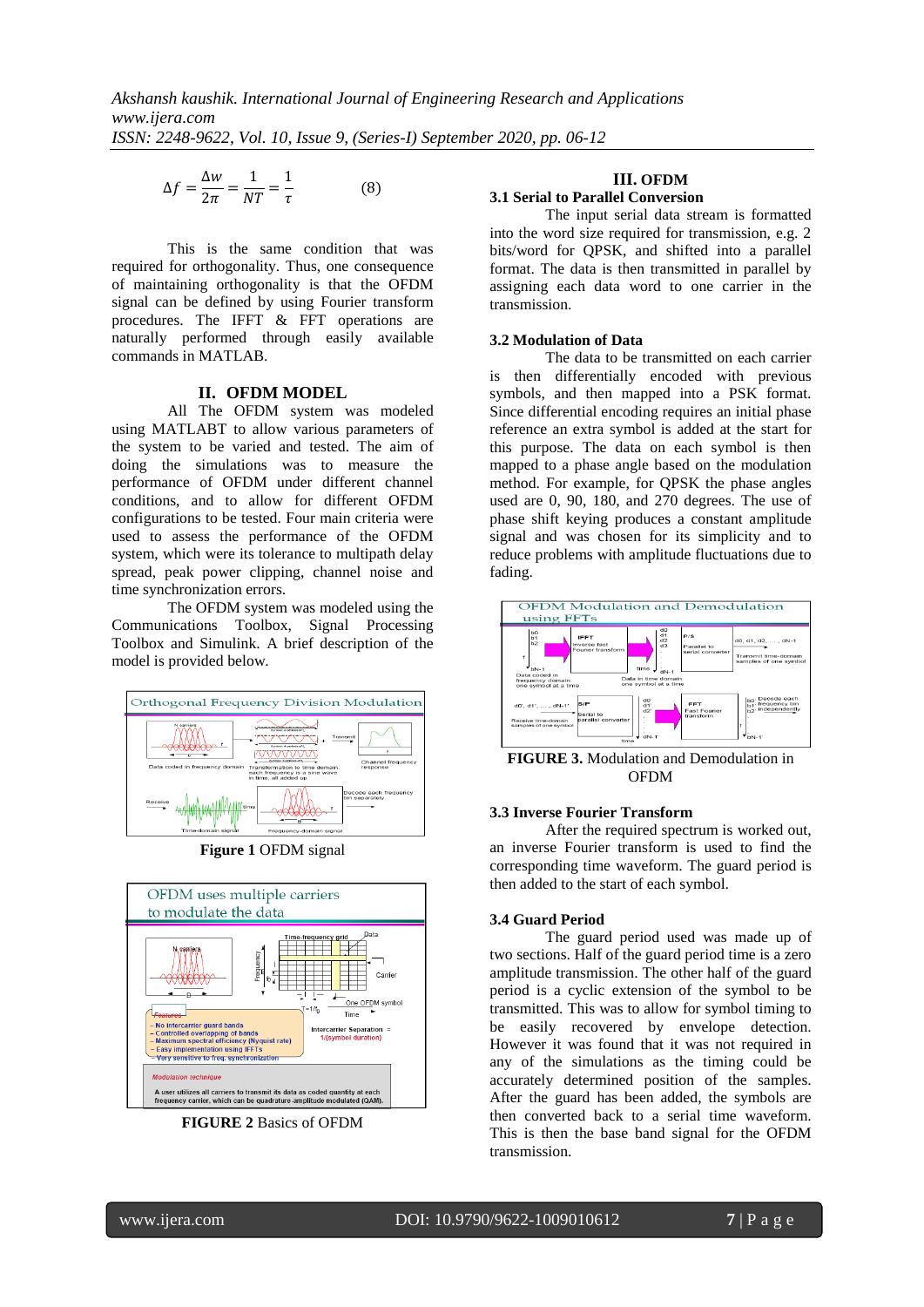$$\Delta f = \frac{\Delta w}{2\pi} = \frac{1}{NT} = \frac{1}{\tau} \qquad (8)$$

This is the same condition that was required for orthogonality. Thus, one consequence of maintaining orthogonality is that the OFDM signal can be defined by using Fourier transform procedures. The IFFT & FFT operations are naturally performed through easily available commands in MATLAB.

## II. OFDM MODEL

All The OFDM system was modeled using MATLABT to allow various parameters of the system to be varied and tested. The aim of doing the simulations was to measure the performance of OFDM under different channel conditions, and to allow for different OFDM configurations to be tested. For main criteria were used to assess the performance of the OFDM system, which were its tolerance to multipath delay spread, peak power clipping, channel noise and time synchronization errors.

The OFDM system was modeled using the Communications Toolbox, Signal Processing Toolbox and Simulink. A brief description of the model is provided below.

**Figure 1** OFDM signal

**FIGURE 2** Basics of OFDM

## III. OFDM

### 3.1 Serial to Parallel Conversion

The input serial data stream is formatted into the word size required for transmission, e.g. 2 bits/word for QPSK, and shifted into a parallel format. The data is then transmitted in parallel by assigning each data word to one carrier in the transmission.

### 3.2 Modulation of Data

The data to be transmitted on each carrier is then differentially encoded with previous symbols, and then mapped into a PSK format. Since differential encoding requires an initial phase reference an extra symbol is added at the start for this purpose. The data on each symbol is then mapped to a phase angle based on the modulation method. For example, for QPSK the phase angles used are 0, 90, 180, and 270 degrees. The use of phase shift keying produces a constant amplitude signal and was chosen for its simplicity and to reduce problems with amplitude fluctuations due to fading.

**FIGURE 3.** Modulation and Demodulation in OFDM

### 3.3 Inverse Fourier Transform

After the required spectrum is worked out, an inverse Fourier transform is used to find the corresponding time waveform. The guard period is then added to the start of each symbol.

### 3.4 Guard Period

The guard period used was made up of two sections. Half of the guard period time is a zero amplitude transmission. The other half of the guard period is a cyclic extension of the symbol to be transmitted. This was to allow for symbol timing to be easily recovered by envelope detection. However it was found that it was not required in any of the simulations as the timing could be accurately determined position of the samples. After the guard has been added, the symbols are then converted back to a serial time waveform. This is then the base band signal for the OFDM transmission.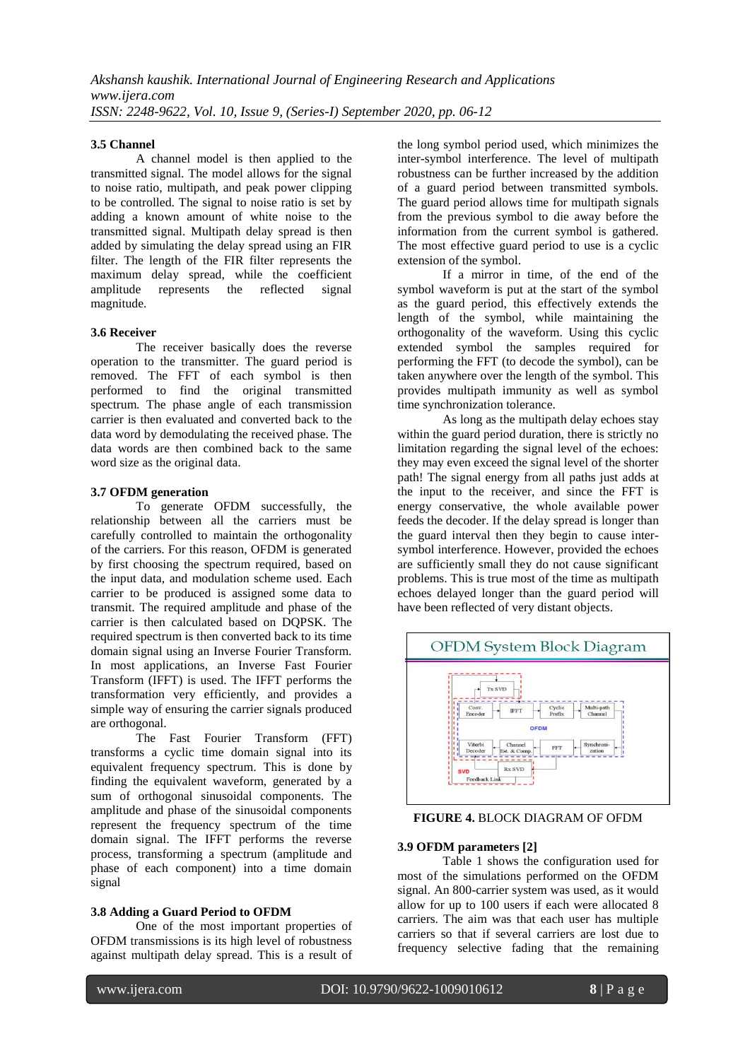### 3.5 Channel

A channel model is then applied to the transmitted signal. The model allows for the signal to noise ratio, multipath, and peak power clipping to be controlled. The signal to noise ratio is set by adding a known amount of white noise to the transmitted signal. Multipath delay spread is then added by simulating the delay spread using an FIR filter. The length of the FIR filter represents the maximum delay spread, while the coefficient amplitude represents the reflected signal magnitude.

### 3.6 Receiver

The receiver basically does the reverse operation to the transmitter. The guard period is removed. The FFT of each symbol is then performed to find the original transmitted spectrum. The phase angle of each transmission carrier is then evaluated and converted back to the data word by demodulating the received phase. The data words are then combined back to the same word size as the original data.

### 3.7 OFDM generation

To generate OFDM successfully, the relationship between all the carriers must be carefully controlled to maintain the orthogonality of the carriers. For this reason, OFDM is generated by first choosing the spectrum required, based on the input data, and modulation scheme used. Each carrier to be produced is assigned some data to transmit. The required amplitude and phase of the carrier is then calculated based on DQPSK. The required spectrum is then converted back to its time domain signal using an Inverse Fourier Transform. In most applications, an Inverse Fast Fourier Transform (IFFT) is used. The IFFT performs the transformation very efficiently, and provides a simple way of ensuring the carrier signals produced are orthogonal.

The Fast Fourier Transform (FFT) transforms a cyclic time domain signal into its equivalent frequency spectrum. This is done by finding the equivalent waveform, generated by a sum of orthogonal sinusoidal components. The amplitude and phase of the sinusoidal components represent the frequency spectrum of the time domain signal. The IFFT performs the reverse process, transforming a spectrum (amplitude and phase of each component) into a time domain signal

### 3.8 Adding a Guard Period to OFDM

One of the most important properties of OFDM transmissions is its high level of robustness against multipath delay spread. This is a result of the long symbol period used, which minimizes the inter-symbol interference. The level of multipath robustness can be further increased by the addition of a guard period between transmitted symbols. The guard period allows time for multipath signals from the previous symbol to die away before the information from the current symbol is gathered. The most effective guard period to use is a cyclic extension of the symbol.

If a mirror in time, of the end of the symbol waveform is put at the start of the symbol as the guard period, this effectively extends the length of the symbol, while maintaining the orthogonality of the waveform. Using this cyclic extended symbol the samples required for performing the FFT (to decode the symbol), can be taken anywhere over the length of the symbol. This provides multipath immunity as well as symbol time synchronization tolerance.

As long as the multipath delay echoes stay within the guard period duration, there is strictly no limitation regarding the signal level of the echoes: they may even exceed the signal level of the shorter path! The signal energy from all paths just adds at the input to the receiver, and since the FFT is energy conservative, the whole available power feeds the decoder. If the delay spread is longer than the guard interval then they begin to cause inter-symbol interference. However, provided the echoes are sufficiently small they do not cause significant problems. This is true most of the time as multipath echoes delayed longer than the guard period will have been reflected of very distant objects.

**FIGURE 4.** BLOCK DIAGRAM OF OFDM

### 3.9 OFDM parameters [2]

Table 1 shows the configuration used for most of the simulations performed on the OFDM signal. An 800-carrier system was used, as it would allow for up to 100 users if each were allocated 8 carriers. The aim was that each user has multiple carriers so that if several carriers are lost due to frequency selective fading that the remaining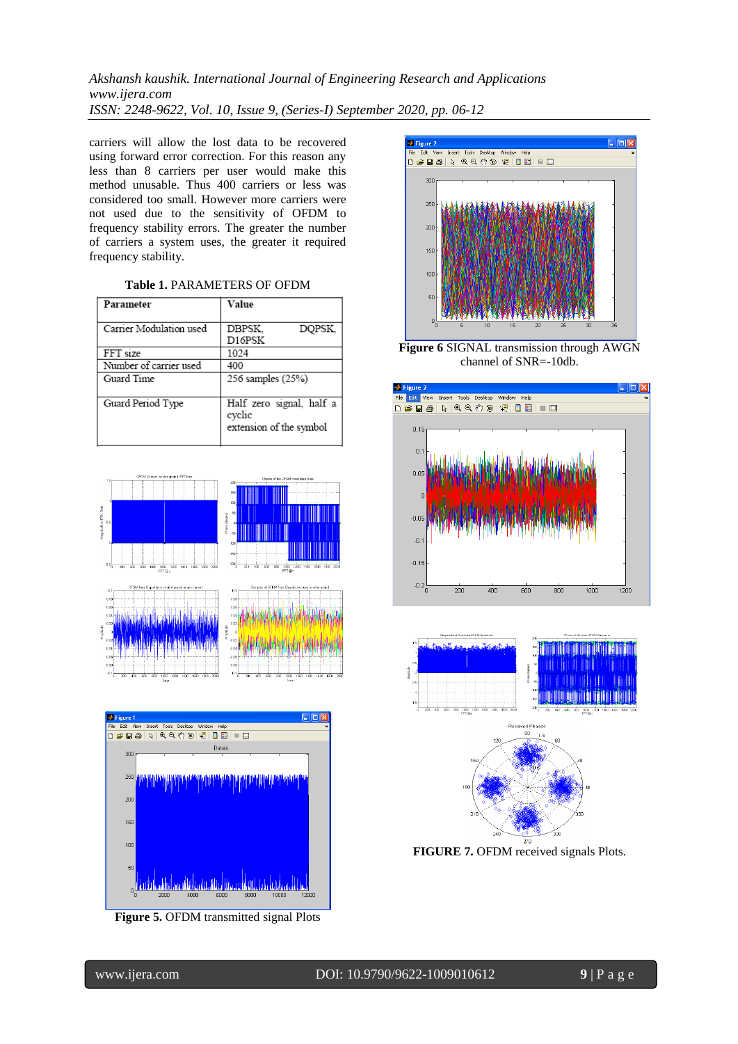carriers will allow the lost data to be recovered using forward error correction. For this reason any less than 8 carriers per user would make this method unusable. Thus 400 carriers or less was considered too small. However more carriers were not used due to the sensitivity of OFDM to frequency stability errors. The greater the number of carriers a system uses, the greater it required frequency stability.

**Table 1.** PARAMETERS OF OFDM

| Parameter | Value |
|---|---|
| Carrier Modulation used | DBPSK, DQPSK, D16PSK |
| FFT size | 1024 |
| Number of carrier used | 400 |
| Guard Time | 256 samples (25%) |
| Guard Period Type | Half zero signal, half a cyclic extension of the symbol |

**Figure 5.** OFDM transmitted signal Plots

**Figure 6** SIGNAL transmission through AWGN channel of SNR=-10db.

**FIGURE 7.** OFDM received signals Plots.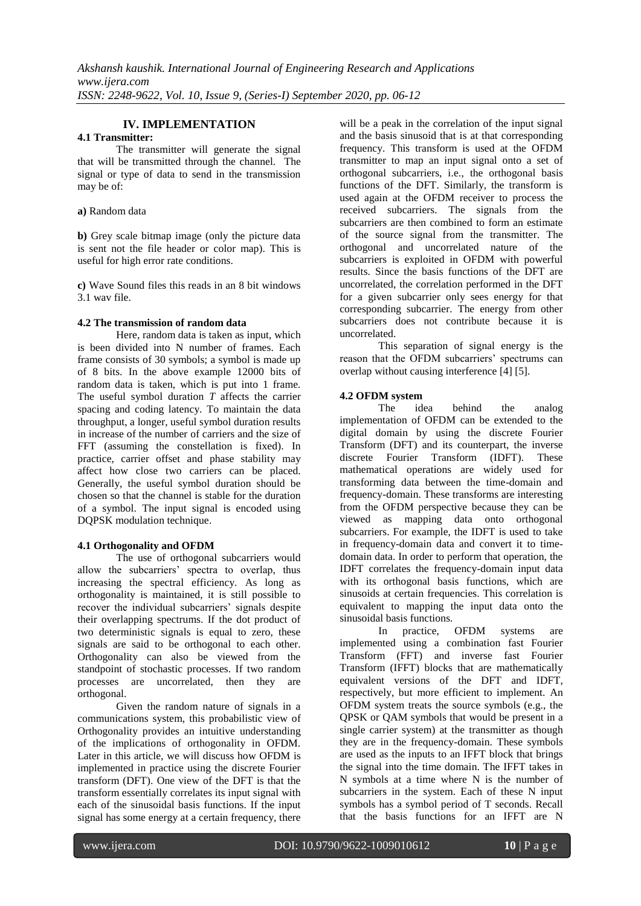# IV. IMPLEMENTATION

### 4.1 Transmitter:

The transmitter will generate the signal that will be transmitted through the channel. The signal or type of data to send in the transmission may be of:

**a)** Random data

**b)** Grey scale bitmap image (only the picture data is sent not the file header or color map). This is useful for high error rate conditions.

**c)** Wave Sound files this reads in an 8 bit windows 3.1 wav file.

### 4.2 The transmission of random data

Here, random data is taken as input, which is been divided into N number of frames. Each frame consists of 30 symbols; a symbol is made up of 8 bits. In the above example 12000 bits of random data is taken, which is put into 1 frame. The useful symbol duration *T* affects the carrier spacing and coding latency. To maintain the data throughput, a longer, useful symbol duration results in increase of the number of carriers and the size of FFT (assuming the constellation is fixed). In practice, carrier offset and phase stability may affect how close two carriers can be placed. Generally, the useful symbol duration should be chosen so that the channel is stable for the duration of a symbol. The input signal is encoded using DQPSK modulation technique.

### 4.1 Orthogonality and OFDM

The use of orthogonal subcarriers would allow the subcarriers' spectra to overlap, thus increasing the spectral efficiency. As long as orthogonality is maintained, it is still possible to recover the individual subcarriers' signals despite their overlapping spectrums. If the dot product of two deterministic signals is equal to zero, these signals are said to be orthogonal to each other. Orthogonality can also be viewed from the standpoint of stochastic processes. If two random processes are uncorrelated, then they are orthogonal.

Given the random nature of signals in a communications system, this probabilistic view of Orthogonality provides an intuitive understanding of the implications of orthogonality in OFDM. Later in this article, we will discuss how OFDM is implemented in practice using the discrete Fourier transform (DFT). One view of the DFT is that the transform essentially correlates its input signal with each of the sinusoidal basis functions. If the input signal has some energy at a certain frequency, there will be a peak in the correlation of the input signal and the basis sinusoid that is at that corresponding frequency. This transform is used at the OFDM transmitter to map an input signal onto a set of orthogonal subcarriers, i.e., the orthogonal basis functions of the DFT. Similarly, the transform is used again at the OFDM receiver to process the received subcarriers. The signals from the subcarriers are then combined to form an estimate of the source signal from the transmitter. The orthogonal and uncorrelated nature of the subcarriers is exploited in OFDM with powerful results. Since the basis functions of the DFT are uncorrelated, the correlation performed in the DFT for a given subcarrier only sees energy for that corresponding subcarrier. The energy from other subcarriers does not contribute because it is uncorrelated.

This separation of signal energy is the reason that the OFDM subcarriers' spectrums can overlap without causing interference [4] [5].

### 4.2 OFDM system

The idea behind the analog implementation of OFDM can be extended to the digital domain by using the discrete Fourier Transform (DFT) and its counterpart, the inverse discrete Fourier Transform (IDFT). These mathematical operations are widely used for transforming data between the time-domain and frequency-domain. These transforms are interesting from the OFDM perspective because they can be viewed as mapping data onto orthogonal subcarriers. For example, the IDFT is used to take in frequency-domain data and convert it to time-domain data. In order to perform that operation, the IDFT correlates the frequency-domain input data with its orthogonal basis functions, which are sinusoids at certain frequencies. This correlation is equivalent to mapping the input data onto the sinusoidal basis functions.

In practice, OFDM systems are implemented using a combination fast Fourier Transform (FFT) and inverse fast Fourier Transform (IFFT) blocks that are mathematically equivalent versions of the DFT and IDFT, respectively, but more efficient to implement. An OFDM system treats the source symbols (e.g., the QPSK or QAM symbols that would be present in a single carrier system) at the transmitter as though they are in the frequency-domain. These symbols are used as the inputs to an IFFT block that brings the signal into the time domain. The IFFT takes in N symbols at a time where N is the number of subcarriers in the system. Each of these N input symbols has a symbol period of T seconds. Recall that the basis functions for an IFFT are N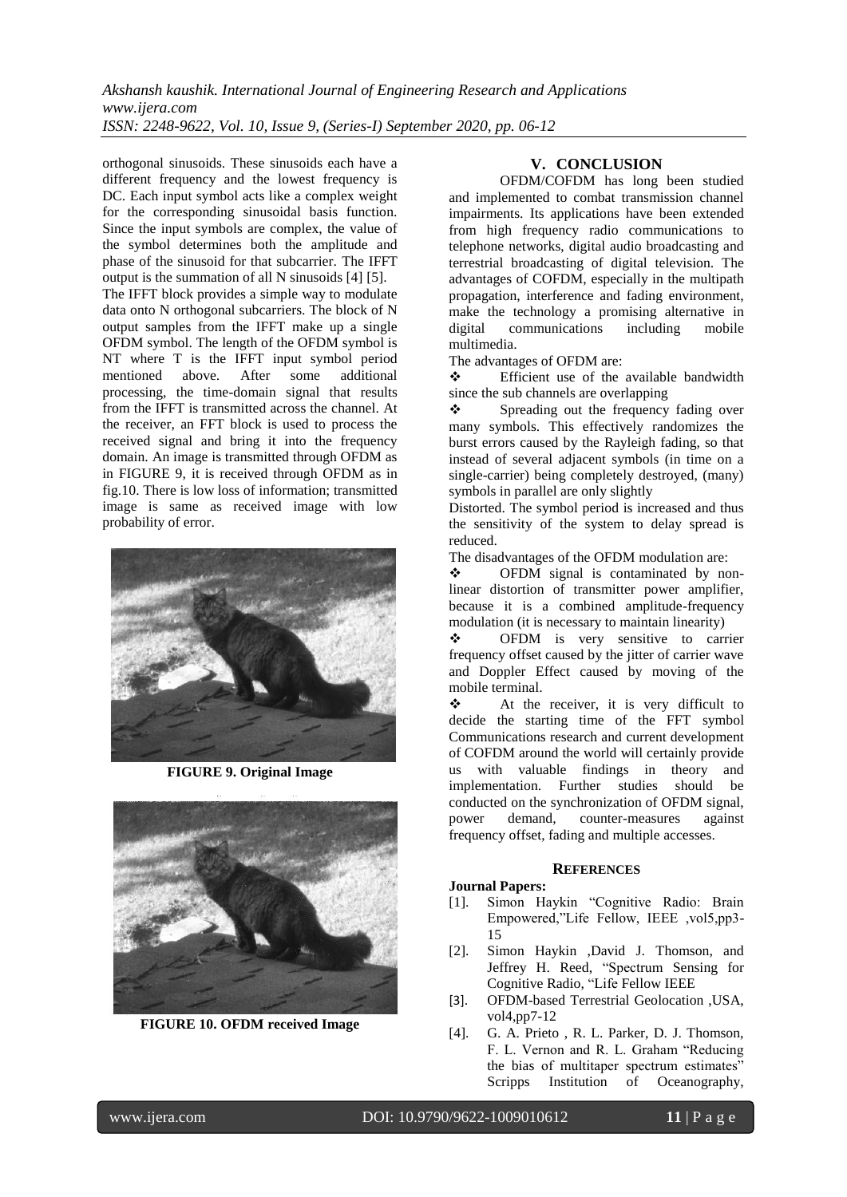orthogonal sinusoids. These sinusoids each have a different frequency and the lowest frequency is DC. Each input symbol acts like a complex weight for the corresponding sinusoidal basis function. Since the input symbols are complex, the value of the symbol determines both the amplitude and phase of the sinusoid for that subcarrier. The IFFT output is the summation of all N sinusoids [4] [5].

The IFFT block provides a simple way to modulate data onto N orthogonal subcarriers. The block of N output samples from the IFFT make up a single OFDM symbol. The length of the OFDM symbol is NT where T is the IFFT input symbol period mentioned above. After some additional processing, the time-domain signal that results from the IFFT is transmitted across the channel. At the receiver, an FFT block is used to process the received signal and bring it into the frequency domain. An image is transmitted through OFDM as in FIGURE 9, it is received through OFDM as in fig.10. There is low loss of information; transmitted image is same as received image with low probability of error.

**FIGURE 9. Original Image**

**FIGURE 10. OFDM received Image**

## V. CONCLUSION

OFDM/COFDM has long been studied and implemented to combat transmission channel impairments. Its applications have been extended from high frequency radio communications to telephone networks, digital audio broadcasting and terrestrial broadcasting of digital television. The advantages of COFDM, especially in the multipath propagation, interference and fading environment, make the technology a promising alternative in digital communications including mobile multimedia.

The advantages of OFDM are:

- ❖ Efficient use of the available bandwidth since the sub channels are overlapping
- ❖ Spreading out the frequency fading over many symbols. This effectively randomizes the burst errors caused by the Rayleigh fading, so that instead of several adjacent symbols (in time on a single-carrier) being completely destroyed, (many) symbols in parallel are only slightly

Distorted. The symbol period is increased and thus the sensitivity of the system to delay spread is reduced.

The disadvantages of the OFDM modulation are:

- ❖ OFDM signal is contaminated by non-linear distortion of transmitter power amplifier, because it is a combined amplitude-frequency modulation (it is necessary to maintain linearity)
- ❖ OFDM is very sensitive to carrier frequency offset caused by the jitter of carrier wave and Doppler Effect caused by moving of the mobile terminal.
- ❖ At the receiver, it is very difficult to decide the starting time of the FFT symbol

Communications research and current development of COFDM around the world will certainly provide us with valuable findings in theory and implementation. Further studies should be conducted on the synchronization of OFDM signal, power demand, counter-measures against frequency offset, fading and multiple accesses.

## REFERENCES

**Journal Papers:**

[1]. Simon Haykin "Cognitive Radio: Brain Empowered,"Life Fellow, IEEE ,vol5,pp3-15

[2]. Simon Haykin ,David J. Thomson, and Jeffrey H. Reed, "Spectrum Sensing for Cognitive Radio, "Life Fellow IEEE

[3]. OFDM-based Terrestrial Geolocation ,USA, vol4,pp7-12

[4]. G. A. Prieto , R. L. Parker, D. J. Thomson, F. L. Vernon and R. L. Graham "Reducing the bias of multitaper spectrum estimates" Scripps Institution of Oceanography,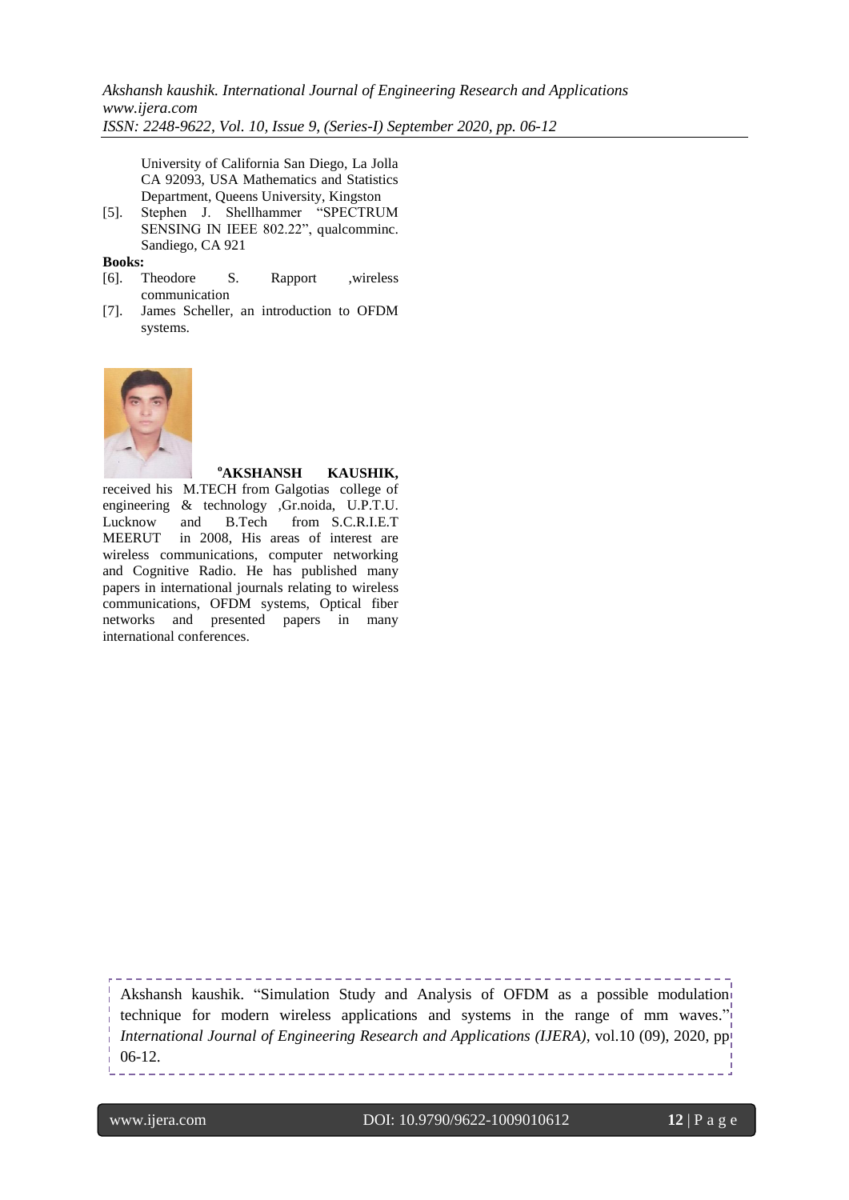University of California San Diego, La Jolla CA 92093, USA Mathematics and Statistics Department, Queens University, Kingston

[5]. Stephen J. Shellhammer "SPECTRUM SENSING IN IEEE 802.22", qualcomminc. Sandiego, CA 921

**Books:**

[6]. Theodore S. Rapport ,wireless communication

[7]. James Scheller, an introduction to OFDM systems.

**[o]AKSHANSH KAUSHIK,** received his M.TECH from Galgotias college of engineering & technology ,Gr.noida, U.P.T.U. Lucknow and B.Tech from S.C.R.I.E.T MEERUT in 2008, His areas of interest are wireless communications, computer networking and Cognitive Radio. He has published many papers in international journals relating to wireless communications, OFDM systems, Optical fiber networks and presented papers in many international conferences.

Akshansh kaushik. "Simulation Study and Analysis of OFDM as a possible modulation technique for modern wireless applications and systems in the range of mm waves." *International Journal of Engineering Research and Applications (IJERA)*, vol.10 (09), 2020, pp 06-12.